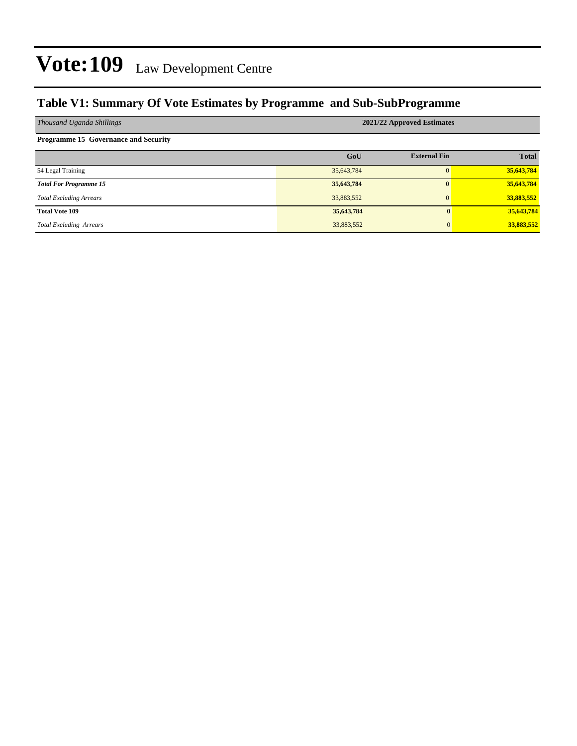# Vote:109 Law Development Centre

## Table V1: Summary Of Vote Estimates by Programme and Sub-SubProgramme

| *Thousand Uganda Shillings* | 2021/22 Approved Estimates | | |
|---|---|---|---|
| **Programme 15 Governance and Security** | | | |
| | **GoU** | **External Fin** | **Total** |
| 54 Legal Training | 35,643,784 | 0 | **35,643,784** |
| ***Total For Programme 15*** | **35,643,784** | **0** | **35,643,784** |
| *Total Excluding Arrears* | 33,883,552 | 0 | **33,883,552** |
| **Total Vote 109** | **35,643,784** | **0** | **35,643,784** |
| *Total Excluding Arrears* | 33,883,552 | 0 | **33,883,552** |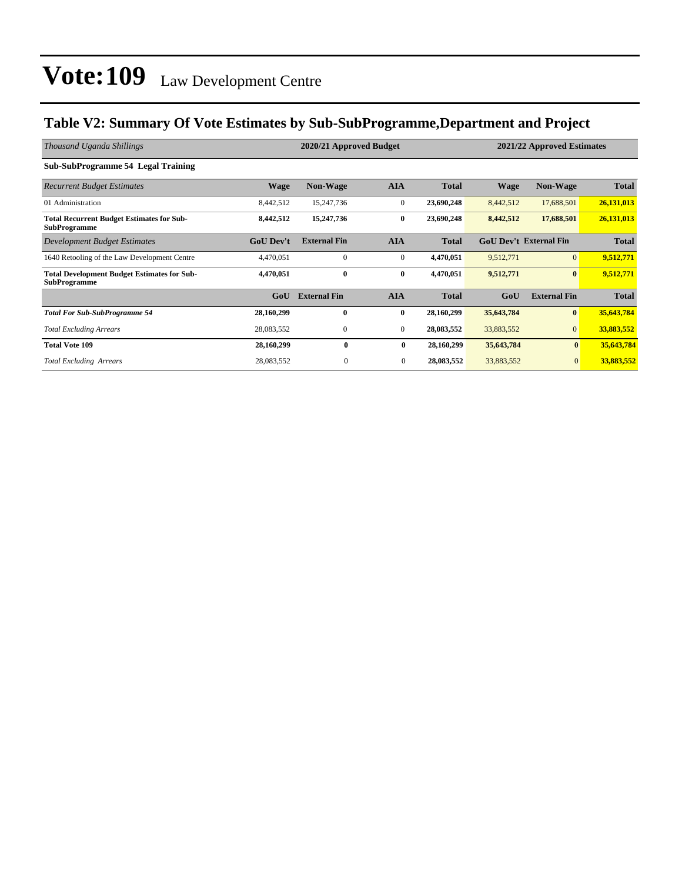# Vote:109 Law Development Centre

## Table V2: Summary Of Vote Estimates by Sub-SubProgramme,Department and Project

| *Thousand Uganda Shillings* | 2020/21 Approved Budget | | | | 2021/22 Approved Estimates | | |
|---|---|---|---|---|---|---|---|
| **Sub-SubProgramme 54 Legal Training** | | | | | | | |
| *Recurrent Budget Estimates* | **Wage** | **Non-Wage** | **AIA** | **Total** | **Wage** | **Non-Wage** | **Total** |
| 01 Administration | 8,442,512 | 15,247,736 | 0 | **23,690,248** | 8,442,512 | 17,688,501 | **26,131,013** |
| **Total Recurrent Budget Estimates for Sub-SubProgramme** | **8,442,512** | **15,247,736** | **0** | **23,690,248** | **8,442,512** | **17,688,501** | **26,131,013** |
| *Development Budget Estimates* | **GoU Dev't** | **External Fin** | **AIA** | **Total** | **GoU Dev't** | **External Fin** | **Total** |
| 1640 Retooling of the Law Development Centre | 4,470,051 | 0 | 0 | **4,470,051** | 9,512,771 | 0 | **9,512,771** |
| **Total Development Budget Estimates for Sub-SubProgramme** | **4,470,051** | **0** | **0** | **4,470,051** | **9,512,771** | **0** | **9,512,771** |
| | **GoU** | **External Fin** | **AIA** | **Total** | **GoU** | **External Fin** | **Total** |
| ***Total For Sub-SubProgramme 54*** | **28,160,299** | **0** | **0** | **28,160,299** | **35,643,784** | **0** | **35,643,784** |
| *Total Excluding Arrears* | 28,083,552 | 0 | 0 | **28,083,552** | 33,883,552 | 0 | **33,883,552** |
| **Total Vote 109** | **28,160,299** | **0** | **0** | **28,160,299** | **35,643,784** | **0** | **35,643,784** |
| *Total Excluding Arrears* | 28,083,552 | 0 | 0 | **28,083,552** | 33,883,552 | 0 | **33,883,552** |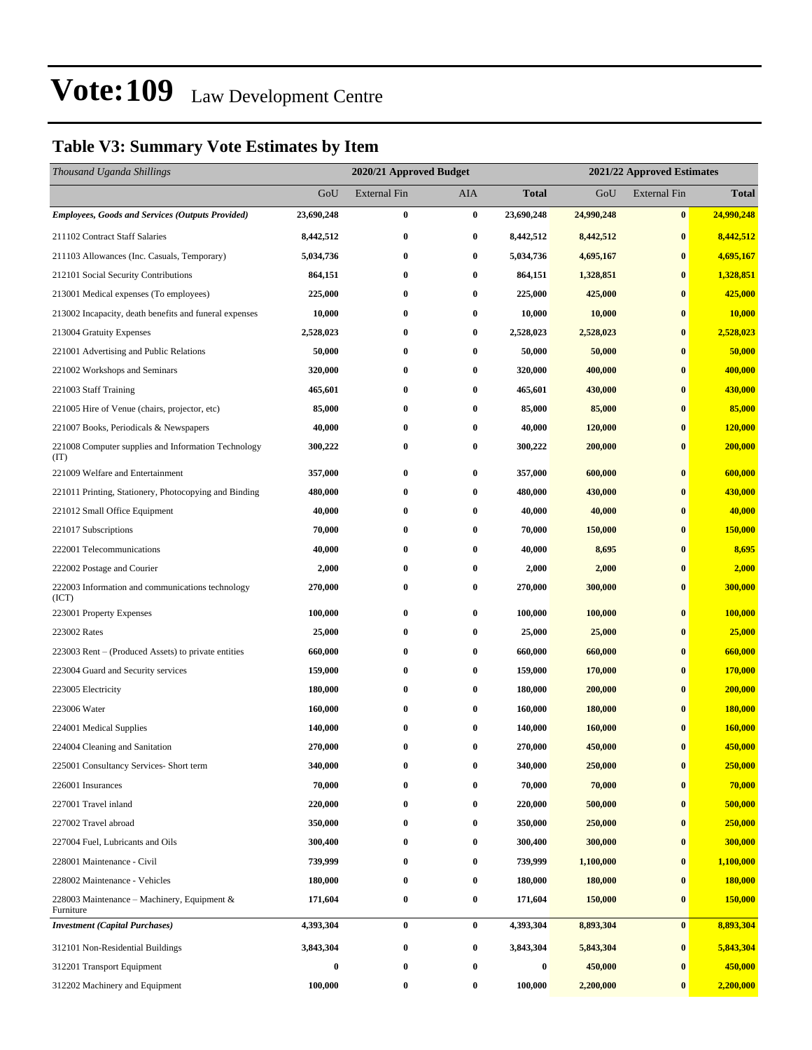# Vote:109 Law Development Centre

## Table V3: Summary Vote Estimates by Item

| *Thousand Uganda Shillings* | 2020/21 Approved Budget | | | | 2021/22 Approved Estimates | | |
|---|---|---|---|---|---|---|---|
| | GoU | External Fin | AIA | **Total** | GoU | External Fin | **Total** |
| ***Employees, Goods and Services (Outputs Provided)*** | **23,690,248** | **0** | **0** | **23,690,248** | **24,990,248** | **0** | **24,990,248** |
| 211102 Contract Staff Salaries | **8,442,512** | **0** | **0** | **8,442,512** | **8,442,512** | **0** | **8,442,512** |
| 211103 Allowances (Inc. Casuals, Temporary) | **5,034,736** | **0** | **0** | **5,034,736** | **4,695,167** | **0** | **4,695,167** |
| 212101 Social Security Contributions | **864,151** | **0** | **0** | **864,151** | **1,328,851** | **0** | **1,328,851** |
| 213001 Medical expenses (To employees) | **225,000** | **0** | **0** | **225,000** | **425,000** | **0** | **425,000** |
| 213002 Incapacity, death benefits and funeral expenses | **10,000** | **0** | **0** | **10,000** | **10,000** | **0** | **10,000** |
| 213004 Gratuity Expenses | **2,528,023** | **0** | **0** | **2,528,023** | **2,528,023** | **0** | **2,528,023** |
| 221001 Advertising and Public Relations | **50,000** | **0** | **0** | **50,000** | **50,000** | **0** | **50,000** |
| 221002 Workshops and Seminars | **320,000** | **0** | **0** | **320,000** | **400,000** | **0** | **400,000** |
| 221003 Staff Training | **465,601** | **0** | **0** | **465,601** | **430,000** | **0** | **430,000** |
| 221005 Hire of Venue (chairs, projector, etc) | **85,000** | **0** | **0** | **85,000** | **85,000** | **0** | **85,000** |
| 221007 Books, Periodicals & Newspapers | **40,000** | **0** | **0** | **40,000** | **120,000** | **0** | **120,000** |
| 221008 Computer supplies and Information Technology (IT) | **300,222** | **0** | **0** | **300,222** | **200,000** | **0** | **200,000** |
| 221009 Welfare and Entertainment | **357,000** | **0** | **0** | **357,000** | **600,000** | **0** | **600,000** |
| 221011 Printing, Stationery, Photocopying and Binding | **480,000** | **0** | **0** | **480,000** | **430,000** | **0** | **430,000** |
| 221012 Small Office Equipment | **40,000** | **0** | **0** | **40,000** | **40,000** | **0** | **40,000** |
| 221017 Subscriptions | **70,000** | **0** | **0** | **70,000** | **150,000** | **0** | **150,000** |
| 222001 Telecommunications | **40,000** | **0** | **0** | **40,000** | **8,695** | **0** | **8,695** |
| 222002 Postage and Courier | **2,000** | **0** | **0** | **2,000** | **2,000** | **0** | **2,000** |
| 222003 Information and communications technology (ICT) | **270,000** | **0** | **0** | **270,000** | **300,000** | **0** | **300,000** |
| 223001 Property Expenses | **100,000** | **0** | **0** | **100,000** | **100,000** | **0** | **100,000** |
| 223002 Rates | **25,000** | **0** | **0** | **25,000** | **25,000** | **0** | **25,000** |
| 223003 Rent – (Produced Assets) to private entities | **660,000** | **0** | **0** | **660,000** | **660,000** | **0** | **660,000** |
| 223004 Guard and Security services | **159,000** | **0** | **0** | **159,000** | **170,000** | **0** | **170,000** |
| 223005 Electricity | **180,000** | **0** | **0** | **180,000** | **200,000** | **0** | **200,000** |
| 223006 Water | **160,000** | **0** | **0** | **160,000** | **180,000** | **0** | **180,000** |
| 224001 Medical Supplies | **140,000** | **0** | **0** | **140,000** | **160,000** | **0** | **160,000** |
| 224004 Cleaning and Sanitation | **270,000** | **0** | **0** | **270,000** | **450,000** | **0** | **450,000** |
| 225001 Consultancy Services- Short term | **340,000** | **0** | **0** | **340,000** | **250,000** | **0** | **250,000** |
| 226001 Insurances | **70,000** | **0** | **0** | **70,000** | **70,000** | **0** | **70,000** |
| 227001 Travel inland | **220,000** | **0** | **0** | **220,000** | **500,000** | **0** | **500,000** |
| 227002 Travel abroad | **350,000** | **0** | **0** | **350,000** | **250,000** | **0** | **250,000** |
| 227004 Fuel, Lubricants and Oils | **300,400** | **0** | **0** | **300,400** | **300,000** | **0** | **300,000** |
| 228001 Maintenance - Civil | **739,999** | **0** | **0** | **739,999** | **1,100,000** | **0** | **1,100,000** |
| 228002 Maintenance - Vehicles | **180,000** | **0** | **0** | **180,000** | **180,000** | **0** | **180,000** |
| 228003 Maintenance – Machinery, Equipment & Furniture | **171,604** | **0** | **0** | **171,604** | **150,000** | **0** | **150,000** |
| ***Investment (Capital Purchases)*** | **4,393,304** | **0** | **0** | **4,393,304** | **8,893,304** | **0** | **8,893,304** |
| 312101 Non-Residential Buildings | **3,843,304** | **0** | **0** | **3,843,304** | **5,843,304** | **0** | **5,843,304** |
| 312201 Transport Equipment | **0** | **0** | **0** | **0** | **450,000** | **0** | **450,000** |
| 312202 Machinery and Equipment | **100,000** | **0** | **0** | **100,000** | **2,200,000** | **0** | **2,200,000** |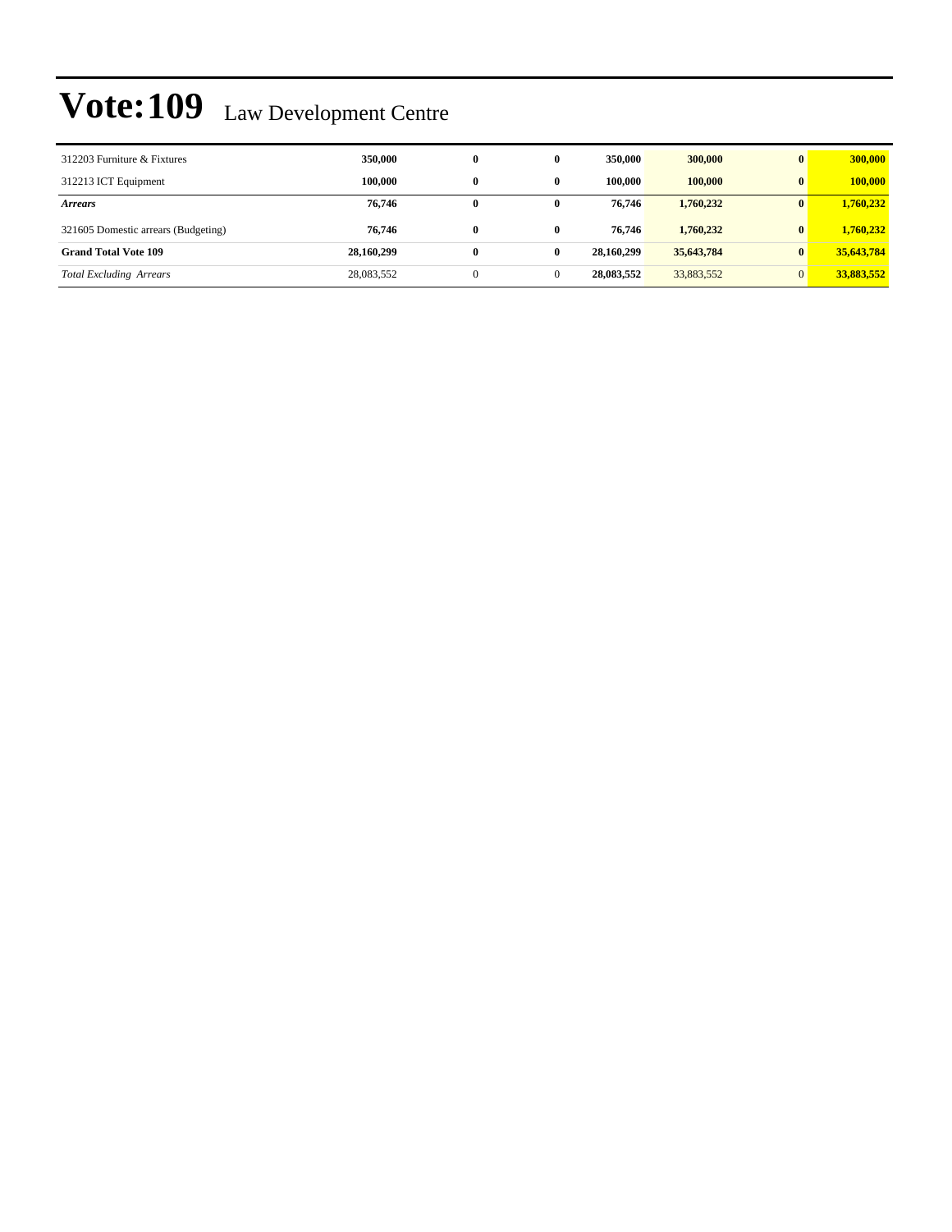# Vote:109 Law Development Centre

| | | | | | | | |
|---|---|---|---|---|---|---|---|
| 312203 Furniture & Fixtures | **350,000** | **0** | **0** | **350,000** | **300,000** | **0** | **300,000** |
| 312213 ICT Equipment | **100,000** | **0** | **0** | **100,000** | **100,000** | **0** | **100,000** |
| ***Arrears*** | **76,746** | **0** | **0** | **76,746** | **1,760,232** | **0** | **1,760,232** |
| 321605 Domestic arrears (Budgeting) | **76,746** | **0** | **0** | **76,746** | **1,760,232** | **0** | **1,760,232** |
| **Grand Total Vote 109** | **28,160,299** | **0** | **0** | **28,160,299** | **35,643,784** | **0** | **35,643,784** |
| *Total Excluding Arrears* | 28,083,552 | 0 | 0 | **28,083,552** | 33,883,552 | 0 | **33,883,552** |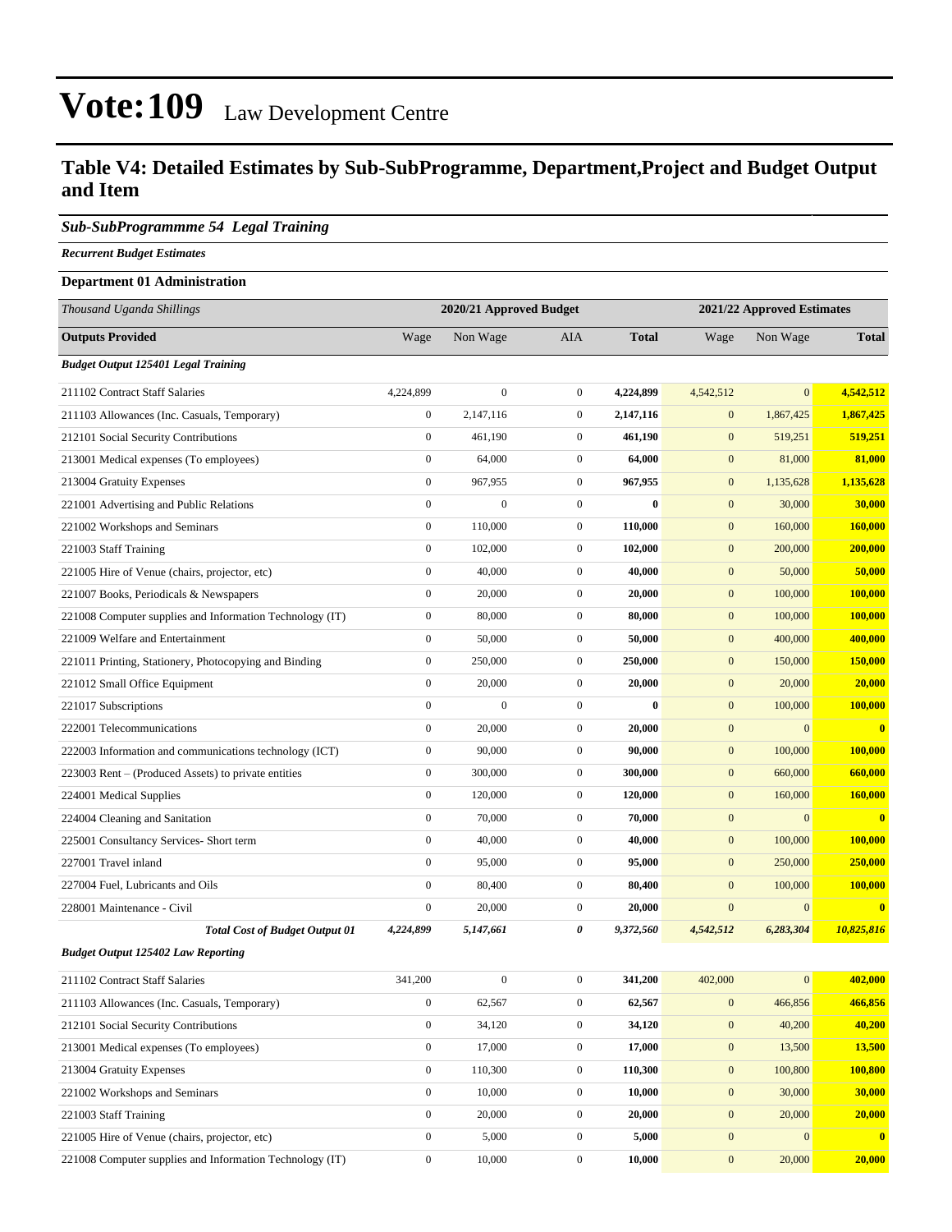# Vote:109 Law Development Centre

## Table V4: Detailed Estimates by Sub-SubProgramme, Department,Project and Budget Output and Item

### *Sub-SubProgrammme 54 Legal Training*

***Recurrent Budget Estimates***

**Department 01 Administration**

| *Thousand Uganda Shillings* | 2020/21 Approved Budget | | | | 2021/22 Approved Estimates | | |
|---|---|---|---|---|---|---|---|
| **Outputs Provided** | Wage | Non Wage | AIA | **Total** | Wage | Non Wage | **Total** |
| ***Budget Output 125401 Legal Training*** | | | | | | | |
| 211102 Contract Staff Salaries | 4,224,899 | 0 | 0 | **4,224,899** | 4,542,512 | 0 | **4,542,512** |
| 211103 Allowances (Inc. Casuals, Temporary) | 0 | 2,147,116 | 0 | **2,147,116** | 0 | 1,867,425 | **1,867,425** |
| 212101 Social Security Contributions | 0 | 461,190 | 0 | **461,190** | 0 | 519,251 | **519,251** |
| 213001 Medical expenses (To employees) | 0 | 64,000 | 0 | **64,000** | 0 | 81,000 | **81,000** |
| 213004 Gratuity Expenses | 0 | 967,955 | 0 | **967,955** | 0 | 1,135,628 | **1,135,628** |
| 221001 Advertising and Public Relations | 0 | 0 | 0 | **0** | 0 | 30,000 | **30,000** |
| 221002 Workshops and Seminars | 0 | 110,000 | 0 | **110,000** | 0 | 160,000 | **160,000** |
| 221003 Staff Training | 0 | 102,000 | 0 | **102,000** | 0 | 200,000 | **200,000** |
| 221005 Hire of Venue (chairs, projector, etc) | 0 | 40,000 | 0 | **40,000** | 0 | 50,000 | **50,000** |
| 221007 Books, Periodicals & Newspapers | 0 | 20,000 | 0 | **20,000** | 0 | 100,000 | **100,000** |
| 221008 Computer supplies and Information Technology (IT) | 0 | 80,000 | 0 | **80,000** | 0 | 100,000 | **100,000** |
| 221009 Welfare and Entertainment | 0 | 50,000 | 0 | **50,000** | 0 | 400,000 | **400,000** |
| 221011 Printing, Stationery, Photocopying and Binding | 0 | 250,000 | 0 | **250,000** | 0 | 150,000 | **150,000** |
| 221012 Small Office Equipment | 0 | 20,000 | 0 | **20,000** | 0 | 20,000 | **20,000** |
| 221017 Subscriptions | 0 | 0 | 0 | **0** | 0 | 100,000 | **100,000** |
| 222001 Telecommunications | 0 | 20,000 | 0 | **20,000** | 0 | 0 | **0** |
| 222003 Information and communications technology (ICT) | 0 | 90,000 | 0 | **90,000** | 0 | 100,000 | **100,000** |
| 223003 Rent – (Produced Assets) to private entities | 0 | 300,000 | 0 | **300,000** | 0 | 660,000 | **660,000** |
| 224001 Medical Supplies | 0 | 120,000 | 0 | **120,000** | 0 | 160,000 | **160,000** |
| 224004 Cleaning and Sanitation | 0 | 70,000 | 0 | **70,000** | 0 | 0 | **0** |
| 225001 Consultancy Services- Short term | 0 | 40,000 | 0 | **40,000** | 0 | 100,000 | **100,000** |
| 227001 Travel inland | 0 | 95,000 | 0 | **95,000** | 0 | 250,000 | **250,000** |
| 227004 Fuel, Lubricants and Oils | 0 | 80,400 | 0 | **80,400** | 0 | 100,000 | **100,000** |
| 228001 Maintenance - Civil | 0 | 20,000 | 0 | **20,000** | 0 | 0 | **0** |
| ***Total Cost of Budget Output 01*** | ***4,224,899*** | ***5,147,661*** | ***0*** | ***9,372,560*** | ***4,542,512*** | ***6,283,304*** | ***10,825,816*** |
| ***Budget Output 125402 Law Reporting*** | | | | | | | |
| 211102 Contract Staff Salaries | 341,200 | 0 | 0 | **341,200** | 402,000 | 0 | **402,000** |
| 211103 Allowances (Inc. Casuals, Temporary) | 0 | 62,567 | 0 | **62,567** | 0 | 466,856 | **466,856** |
| 212101 Social Security Contributions | 0 | 34,120 | 0 | **34,120** | 0 | 40,200 | **40,200** |
| 213001 Medical expenses (To employees) | 0 | 17,000 | 0 | **17,000** | 0 | 13,500 | **13,500** |
| 213004 Gratuity Expenses | 0 | 110,300 | 0 | **110,300** | 0 | 100,800 | **100,800** |
| 221002 Workshops and Seminars | 0 | 10,000 | 0 | **10,000** | 0 | 30,000 | **30,000** |
| 221003 Staff Training | 0 | 20,000 | 0 | **20,000** | 0 | 20,000 | **20,000** |
| 221005 Hire of Venue (chairs, projector, etc) | 0 | 5,000 | 0 | **5,000** | 0 | 0 | **0** |
| 221008 Computer supplies and Information Technology (IT) | 0 | 10,000 | 0 | **10,000** | 0 | 20,000 | **20,000** |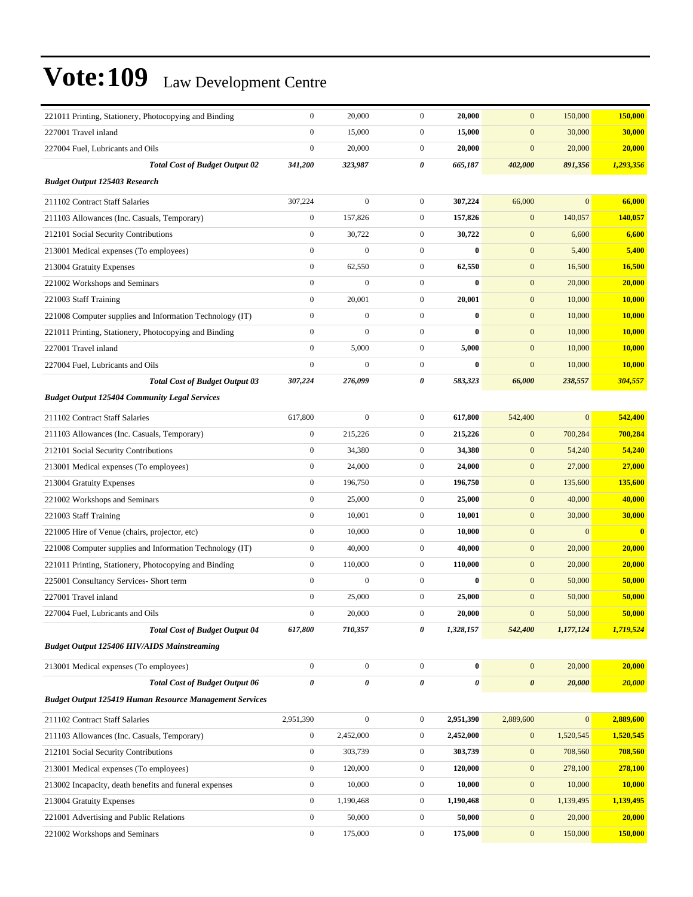# Vote:109 Law Development Centre

| | | | | | | | |
|---|---|---|---|---|---|---|---|
| 221011 Printing, Stationery, Photocopying and Binding | 0 | 20,000 | 0 | **20,000** | 0 | 150,000 | **150,000** |
| 227001 Travel inland | 0 | 15,000 | 0 | **15,000** | 0 | 30,000 | **30,000** |
| 227004 Fuel, Lubricants and Oils | 0 | 20,000 | 0 | **20,000** | 0 | 20,000 | **20,000** |
| ***Total Cost of Budget Output 02*** | ***341,200*** | ***323,987*** | ***0*** | ***665,187*** | ***402,000*** | ***891,356*** | ***1,293,356*** |
| ***Budget Output 125403 Research*** | | | | | | | |
| 211102 Contract Staff Salaries | 307,224 | 0 | 0 | **307,224** | 66,000 | 0 | **66,000** |
| 211103 Allowances (Inc. Casuals, Temporary) | 0 | 157,826 | 0 | **157,826** | 0 | 140,057 | **140,057** |
| 212101 Social Security Contributions | 0 | 30,722 | 0 | **30,722** | 0 | 6,600 | **6,600** |
| 213001 Medical expenses (To employees) | 0 | 0 | 0 | **0** | 0 | 5,400 | **5,400** |
| 213004 Gratuity Expenses | 0 | 62,550 | 0 | **62,550** | 0 | 16,500 | **16,500** |
| 221002 Workshops and Seminars | 0 | 0 | 0 | **0** | 0 | 20,000 | **20,000** |
| 221003 Staff Training | 0 | 20,001 | 0 | **20,001** | 0 | 10,000 | **10,000** |
| 221008 Computer supplies and Information Technology (IT) | 0 | 0 | 0 | **0** | 0 | 10,000 | **10,000** |
| 221011 Printing, Stationery, Photocopying and Binding | 0 | 0 | 0 | **0** | 0 | 10,000 | **10,000** |
| 227001 Travel inland | 0 | 5,000 | 0 | **5,000** | 0 | 10,000 | **10,000** |
| 227004 Fuel, Lubricants and Oils | 0 | 0 | 0 | **0** | 0 | 10,000 | **10,000** |
| ***Total Cost of Budget Output 03*** | ***307,224*** | ***276,099*** | ***0*** | ***583,323*** | ***66,000*** | ***238,557*** | ***304,557*** |
| ***Budget Output 125404 Community Legal Services*** | | | | | | | |
| 211102 Contract Staff Salaries | 617,800 | 0 | 0 | **617,800** | 542,400 | 0 | **542,400** |
| 211103 Allowances (Inc. Casuals, Temporary) | 0 | 215,226 | 0 | **215,226** | 0 | 700,284 | **700,284** |
| 212101 Social Security Contributions | 0 | 34,380 | 0 | **34,380** | 0 | 54,240 | **54,240** |
| 213001 Medical expenses (To employees) | 0 | 24,000 | 0 | **24,000** | 0 | 27,000 | **27,000** |
| 213004 Gratuity Expenses | 0 | 196,750 | 0 | **196,750** | 0 | 135,600 | **135,600** |
| 221002 Workshops and Seminars | 0 | 25,000 | 0 | **25,000** | 0 | 40,000 | **40,000** |
| 221003 Staff Training | 0 | 10,001 | 0 | **10,001** | 0 | 30,000 | **30,000** |
| 221005 Hire of Venue (chairs, projector, etc) | 0 | 10,000 | 0 | **10,000** | 0 | 0 | **0** |
| 221008 Computer supplies and Information Technology (IT) | 0 | 40,000 | 0 | **40,000** | 0 | 20,000 | **20,000** |
| 221011 Printing, Stationery, Photocopying and Binding | 0 | 110,000 | 0 | **110,000** | 0 | 20,000 | **20,000** |
| 225001 Consultancy Services- Short term | 0 | 0 | 0 | **0** | 0 | 50,000 | **50,000** |
| 227001 Travel inland | 0 | 25,000 | 0 | **25,000** | 0 | 50,000 | **50,000** |
| 227004 Fuel, Lubricants and Oils | 0 | 20,000 | 0 | **20,000** | 0 | 50,000 | **50,000** |
| ***Total Cost of Budget Output 04*** | ***617,800*** | ***710,357*** | ***0*** | ***1,328,157*** | ***542,400*** | ***1,177,124*** | ***1,719,524*** |
| ***Budget Output 125406 HIV/AIDS Mainstreaming*** | | | | | | | |
| 213001 Medical expenses (To employees) | 0 | 0 | 0 | **0** | 0 | 20,000 | **20,000** |
| ***Total Cost of Budget Output 06*** | ***0*** | ***0*** | ***0*** | ***0*** | ***0*** | ***20,000*** | ***20,000*** |
| ***Budget Output 125419 Human Resource Management Services*** | | | | | | | |
| 211102 Contract Staff Salaries | 2,951,390 | 0 | 0 | **2,951,390** | 2,889,600 | 0 | **2,889,600** |
| 211103 Allowances (Inc. Casuals, Temporary) | 0 | 2,452,000 | 0 | **2,452,000** | 0 | 1,520,545 | **1,520,545** |
| 212101 Social Security Contributions | 0 | 303,739 | 0 | **303,739** | 0 | 708,560 | **708,560** |
| 213001 Medical expenses (To employees) | 0 | 120,000 | 0 | **120,000** | 0 | 278,100 | **278,100** |
| 213002 Incapacity, death benefits and funeral expenses | 0 | 10,000 | 0 | **10,000** | 0 | 10,000 | **10,000** |
| 213004 Gratuity Expenses | 0 | 1,190,468 | 0 | **1,190,468** | 0 | 1,139,495 | **1,139,495** |
| 221001 Advertising and Public Relations | 0 | 50,000 | 0 | **50,000** | 0 | 20,000 | **20,000** |
| 221002 Workshops and Seminars | 0 | 175,000 | 0 | **175,000** | 0 | 150,000 | **150,000** |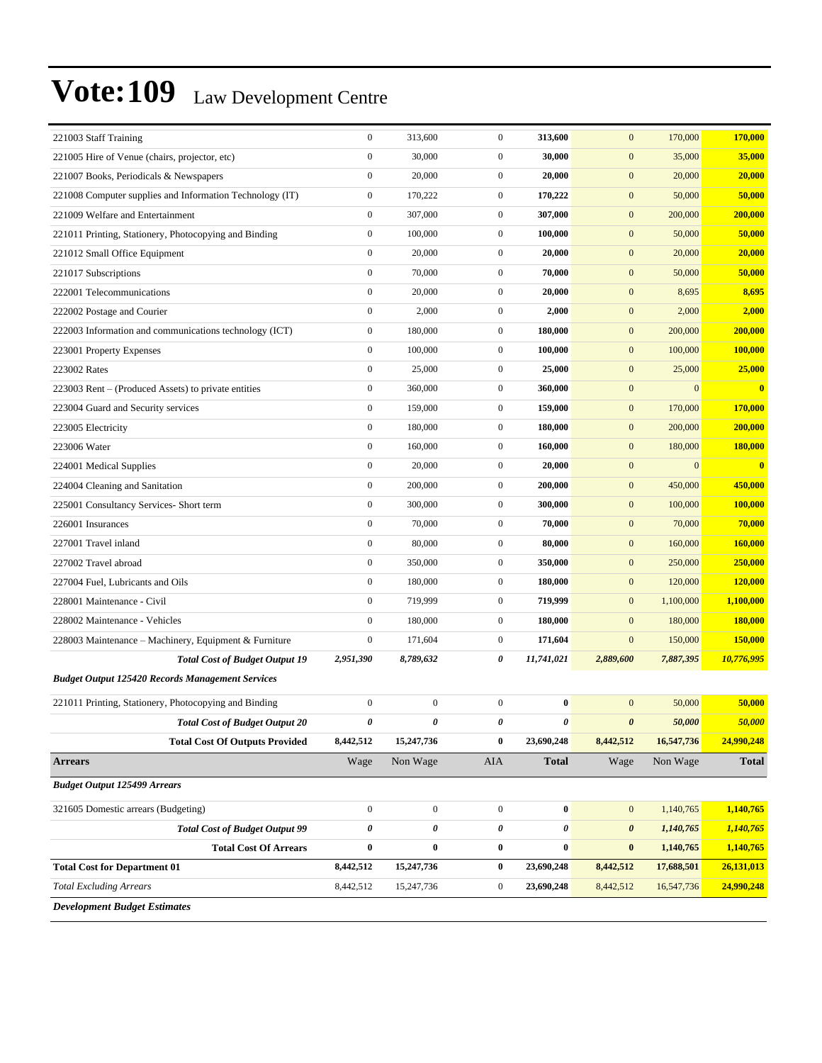# Vote:109 Law Development Centre

| | | | | | | | |
|---|---|---|---|---|---|---|---|
| 221003 Staff Training | 0 | 313,600 | 0 | **313,600** | 0 | 170,000 | **170,000** |
| 221005 Hire of Venue (chairs, projector, etc) | 0 | 30,000 | 0 | **30,000** | 0 | 35,000 | **35,000** |
| 221007 Books, Periodicals & Newspapers | 0 | 20,000 | 0 | **20,000** | 0 | 20,000 | **20,000** |
| 221008 Computer supplies and Information Technology (IT) | 0 | 170,222 | 0 | **170,222** | 0 | 50,000 | **50,000** |
| 221009 Welfare and Entertainment | 0 | 307,000 | 0 | **307,000** | 0 | 200,000 | **200,000** |
| 221011 Printing, Stationery, Photocopying and Binding | 0 | 100,000 | 0 | **100,000** | 0 | 50,000 | **50,000** |
| 221012 Small Office Equipment | 0 | 20,000 | 0 | **20,000** | 0 | 20,000 | **20,000** |
| 221017 Subscriptions | 0 | 70,000 | 0 | **70,000** | 0 | 50,000 | **50,000** |
| 222001 Telecommunications | 0 | 20,000 | 0 | **20,000** | 0 | 8,695 | **8,695** |
| 222002 Postage and Courier | 0 | 2,000 | 0 | **2,000** | 0 | 2,000 | **2,000** |
| 222003 Information and communications technology (ICT) | 0 | 180,000 | 0 | **180,000** | 0 | 200,000 | **200,000** |
| 223001 Property Expenses | 0 | 100,000 | 0 | **100,000** | 0 | 100,000 | **100,000** |
| 223002 Rates | 0 | 25,000 | 0 | **25,000** | 0 | 25,000 | **25,000** |
| 223003 Rent – (Produced Assets) to private entities | 0 | 360,000 | 0 | **360,000** | 0 | 0 | **0** |
| 223004 Guard and Security services | 0 | 159,000 | 0 | **159,000** | 0 | 170,000 | **170,000** |
| 223005 Electricity | 0 | 180,000 | 0 | **180,000** | 0 | 200,000 | **200,000** |
| 223006 Water | 0 | 160,000 | 0 | **160,000** | 0 | 180,000 | **180,000** |
| 224001 Medical Supplies | 0 | 20,000 | 0 | **20,000** | 0 | 0 | **0** |
| 224004 Cleaning and Sanitation | 0 | 200,000 | 0 | **200,000** | 0 | 450,000 | **450,000** |
| 225001 Consultancy Services- Short term | 0 | 300,000 | 0 | **300,000** | 0 | 100,000 | **100,000** |
| 226001 Insurances | 0 | 70,000 | 0 | **70,000** | 0 | 70,000 | **70,000** |
| 227001 Travel inland | 0 | 80,000 | 0 | **80,000** | 0 | 160,000 | **160,000** |
| 227002 Travel abroad | 0 | 350,000 | 0 | **350,000** | 0 | 250,000 | **250,000** |
| 227004 Fuel, Lubricants and Oils | 0 | 180,000 | 0 | **180,000** | 0 | 120,000 | **120,000** |
| 228001 Maintenance - Civil | 0 | 719,999 | 0 | **719,999** | 0 | 1,100,000 | **1,100,000** |
| 228002 Maintenance - Vehicles | 0 | 180,000 | 0 | **180,000** | 0 | 180,000 | **180,000** |
| 228003 Maintenance – Machinery, Equipment & Furniture | 0 | 171,604 | 0 | **171,604** | 0 | 150,000 | **150,000** |
| ***Total Cost of Budget Output 19*** | ***2,951,390*** | ***8,789,632*** | ***0*** | ***11,741,021*** | ***2,889,600*** | ***7,887,395*** | ***10,776,995*** |
| ***Budget Output 125420 Records Management Services*** | | | | | | | |
| 221011 Printing, Stationery, Photocopying and Binding | 0 | 0 | 0 | **0** | 0 | 50,000 | **50,000** |
| ***Total Cost of Budget Output 20*** | ***0*** | ***0*** | ***0*** | ***0*** | ***0*** | ***50,000*** | ***50,000*** |
| **Total Cost Of Outputs Provided** | **8,442,512** | **15,247,736** | **0** | **23,690,248** | **8,442,512** | **16,547,736** | **24,990,248** |
| **Arrears** | Wage | Non Wage | AIA | **Total** | Wage | Non Wage | **Total** |
| ***Budget Output 125499 Arrears*** | | | | | | | |
| 321605 Domestic arrears (Budgeting) | 0 | 0 | 0 | **0** | 0 | 1,140,765 | **1,140,765** |
| ***Total Cost of Budget Output 99*** | ***0*** | ***0*** | ***0*** | ***0*** | ***0*** | ***1,140,765*** | ***1,140,765*** |
| **Total Cost Of Arrears** | **0** | **0** | **0** | **0** | **0** | **1,140,765** | **1,140,765** |
| **Total Cost for Department 01** | **8,442,512** | **15,247,736** | **0** | **23,690,248** | **8,442,512** | **17,688,501** | **26,131,013** |
| *Total Excluding Arrears* | 8,442,512 | 15,247,736 | 0 | **23,690,248** | 8,442,512 | 16,547,736 | **24,990,248** |
| ***Development Budget Estimates*** | | | | | | | |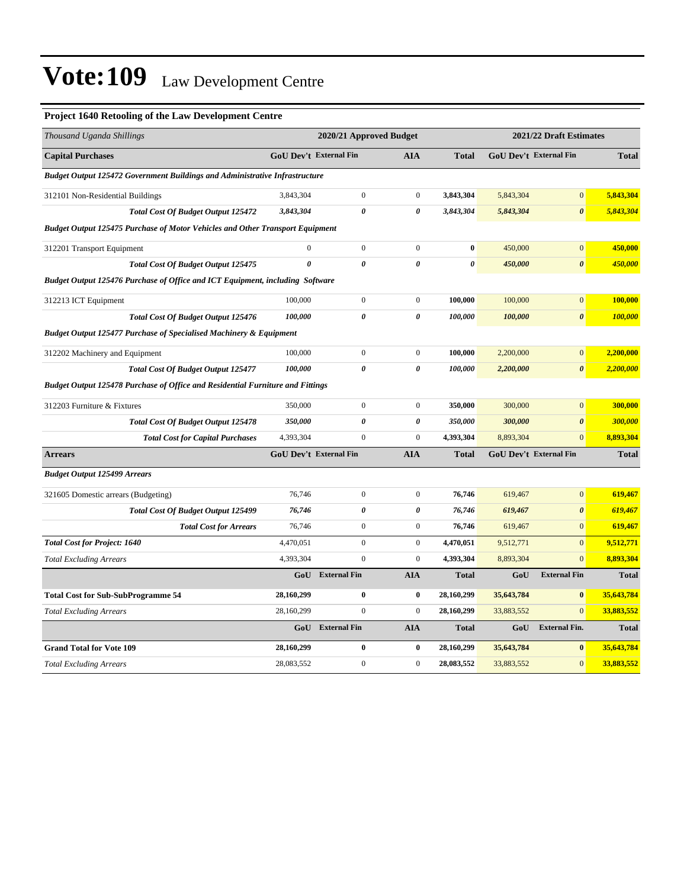# Vote:109 Law Development Centre

**Project 1640 Retooling of the Law Development Centre**

| *Thousand Uganda Shillings* | 2020/21 Approved Budget | | | | 2021/22 Draft Estimates | | |
|---|---|---|---|---|---|---|---|
| **Capital Purchases** | **GoU Dev't** | **External Fin** | **AIA** | **Total** | **GoU Dev't** | **External Fin** | **Total** |
| ***Budget Output 125472 Government Buildings and Administrative Infrastructure*** | | | | | | | |
| 312101 Non-Residential Buildings | 3,843,304 | 0 | 0 | **3,843,304** | 5,843,304 | 0 | **5,843,304** |
| ***Total Cost Of Budget Output 125472*** | ***3,843,304*** | ***0*** | ***0*** | ***3,843,304*** | ***5,843,304*** | ***0*** | ***5,843,304*** |
| ***Budget Output 125475 Purchase of Motor Vehicles and Other Transport Equipment*** | | | | | | | |
| 312201 Transport Equipment | 0 | 0 | 0 | **0** | 450,000 | 0 | **450,000** |
| ***Total Cost Of Budget Output 125475*** | ***0*** | ***0*** | ***0*** | ***0*** | ***450,000*** | ***0*** | ***450,000*** |
| ***Budget Output 125476 Purchase of Office and ICT Equipment, including Software*** | | | | | | | |
| 312213 ICT Equipment | 100,000 | 0 | 0 | **100,000** | 100,000 | 0 | **100,000** |
| ***Total Cost Of Budget Output 125476*** | ***100,000*** | ***0*** | ***0*** | ***100,000*** | ***100,000*** | ***0*** | ***100,000*** |
| ***Budget Output 125477 Purchase of Specialised Machinery & Equipment*** | | | | | | | |
| 312202 Machinery and Equipment | 100,000 | 0 | 0 | **100,000** | 2,200,000 | 0 | **2,200,000** |
| ***Total Cost Of Budget Output 125477*** | ***100,000*** | ***0*** | ***0*** | ***100,000*** | ***2,200,000*** | ***0*** | ***2,200,000*** |
| ***Budget Output 125478 Purchase of Office and Residential Furniture and Fittings*** | | | | | | | |
| 312203 Furniture & Fixtures | 350,000 | 0 | 0 | **350,000** | 300,000 | 0 | **300,000** |
| ***Total Cost Of Budget Output 125478*** | ***350,000*** | ***0*** | ***0*** | ***350,000*** | ***300,000*** | ***0*** | ***300,000*** |
| ***Total Cost for Capital Purchases*** | 4,393,304 | 0 | 0 | **4,393,304** | 8,893,304 | 0 | **8,893,304** |
| **Arrears** | **GoU Dev't** | **External Fin** | **AIA** | **Total** | **GoU Dev't** | **External Fin** | **Total** |
| ***Budget Output 125499 Arrears*** | | | | | | | |
| 321605 Domestic arrears (Budgeting) | 76,746 | 0 | 0 | **76,746** | 619,467 | 0 | **619,467** |
| ***Total Cost Of Budget Output 125499*** | ***76,746*** | ***0*** | ***0*** | ***76,746*** | ***619,467*** | ***0*** | ***619,467*** |
| ***Total Cost for Arrears*** | 76,746 | 0 | 0 | **76,746** | 619,467 | 0 | **619,467** |
| ***Total Cost for Project: 1640*** | 4,470,051 | 0 | 0 | **4,470,051** | 9,512,771 | 0 | **9,512,771** |
| *Total Excluding Arrears* | 4,393,304 | 0 | 0 | **4,393,304** | 8,893,304 | 0 | **8,893,304** |
| | **GoU** | **External Fin** | **AIA** | **Total** | **GoU** | **External Fin** | **Total** |
| **Total Cost for Sub-SubProgramme 54** | **28,160,299** | **0** | **0** | **28,160,299** | **35,643,784** | **0** | **35,643,784** |
| *Total Excluding Arrears* | 28,160,299 | 0 | 0 | **28,160,299** | 33,883,552 | 0 | **33,883,552** |
| | **GoU** | **External Fin** | **AIA** | **Total** | **GoU** | **External Fin.** | **Total** |
| **Grand Total for Vote 109** | **28,160,299** | **0** | **0** | **28,160,299** | **35,643,784** | **0** | **35,643,784** |
| *Total Excluding Arrears* | 28,083,552 | 0 | 0 | **28,083,552** | 33,883,552 | 0 | **33,883,552** |